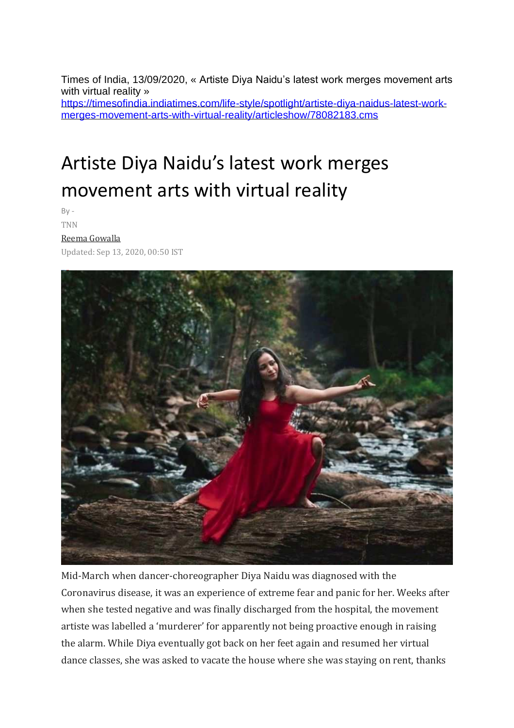Times of India, 13/09/2020, « Artiste Diya Naidu's latest work merges movement arts with virtual reality »
https://timesofindia.indiatimes.com/life-style/spotlight/artiste-diya-naidus-latest-work-merges-movement-arts-with-virtual-reality/articleshow/78082183.cms

# Artiste Diya Naidu's latest work merges movement arts with virtual reality

By -

TNN

Reema Gowalla

Updated: Sep 13, 2020, 00:50 IST

Mid-March when dancer-choreographer Diya Naidu was diagnosed with the Coronavirus disease, it was an experience of extreme fear and panic for her. Weeks after when she tested negative and was finally discharged from the hospital, the movement artiste was labelled a 'murderer' for apparently not being proactive enough in raising the alarm. While Diya eventually got back on her feet again and resumed her virtual dance classes, she was asked to vacate the house where she was staying on rent, thanks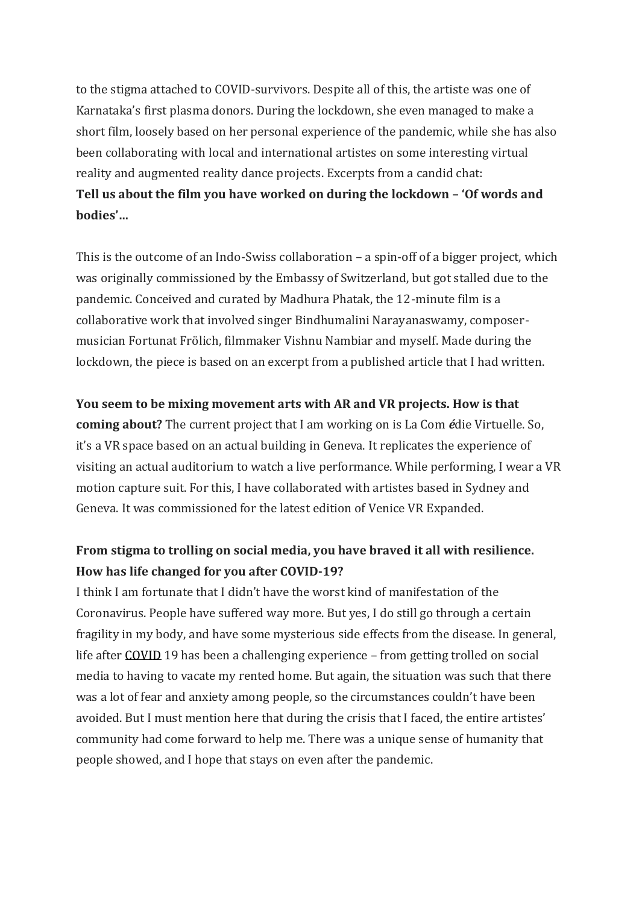to the stigma attached to COVID-survivors. Despite all of this, the artiste was one of Karnataka's first plasma donors. During the lockdown, she even managed to make a short film, loosely based on her personal experience of the pandemic, while she has also been collaborating with local and international artistes on some interesting virtual reality and augmented reality dance projects. Excerpts from a candid chat:

**Tell us about the film you have worked on during the lockdown – 'Of words and bodies'...**

This is the outcome of an Indo-Swiss collaboration – a spin-off of a bigger project, which was originally commissioned by the Embassy of Switzerland, but got stalled due to the pandemic. Conceived and curated by Madhura Phatak, the 12-minute film is a collaborative work that involved singer Bindhumalini Narayanaswamy, composer-musician Fortunat Frölich, filmmaker Vishnu Nambiar and myself. Made during the lockdown, the piece is based on an excerpt from a published article that I had written.

**You seem to be mixing movement arts with AR and VR projects. How is that coming about?** The current project that I am working on is La Com *é*die Virtuelle. So, it's a VR space based on an actual building in Geneva. It replicates the experience of visiting an actual auditorium to watch a live performance. While performing, I wear a VR motion capture suit. For this, I have collaborated with artistes based in Sydney and Geneva. It was commissioned for the latest edition of Venice VR Expanded.

**From stigma to trolling on social media, you have braved it all with resilience. How has life changed for you after COVID-19?**

I think I am fortunate that I didn't have the worst kind of manifestation of the Coronavirus. People have suffered way more. But yes, I do still go through a certain fragility in my body, and have some mysterious side effects from the disease. In general, life after COVID 19 has been a challenging experience – from getting trolled on social media to having to vacate my rented home. But again, the situation was such that there was a lot of fear and anxiety among people, so the circumstances couldn't have been avoided. But I must mention here that during the crisis that I faced, the entire artistes' community had come forward to help me. There was a unique sense of humanity that people showed, and I hope that stays on even after the pandemic.